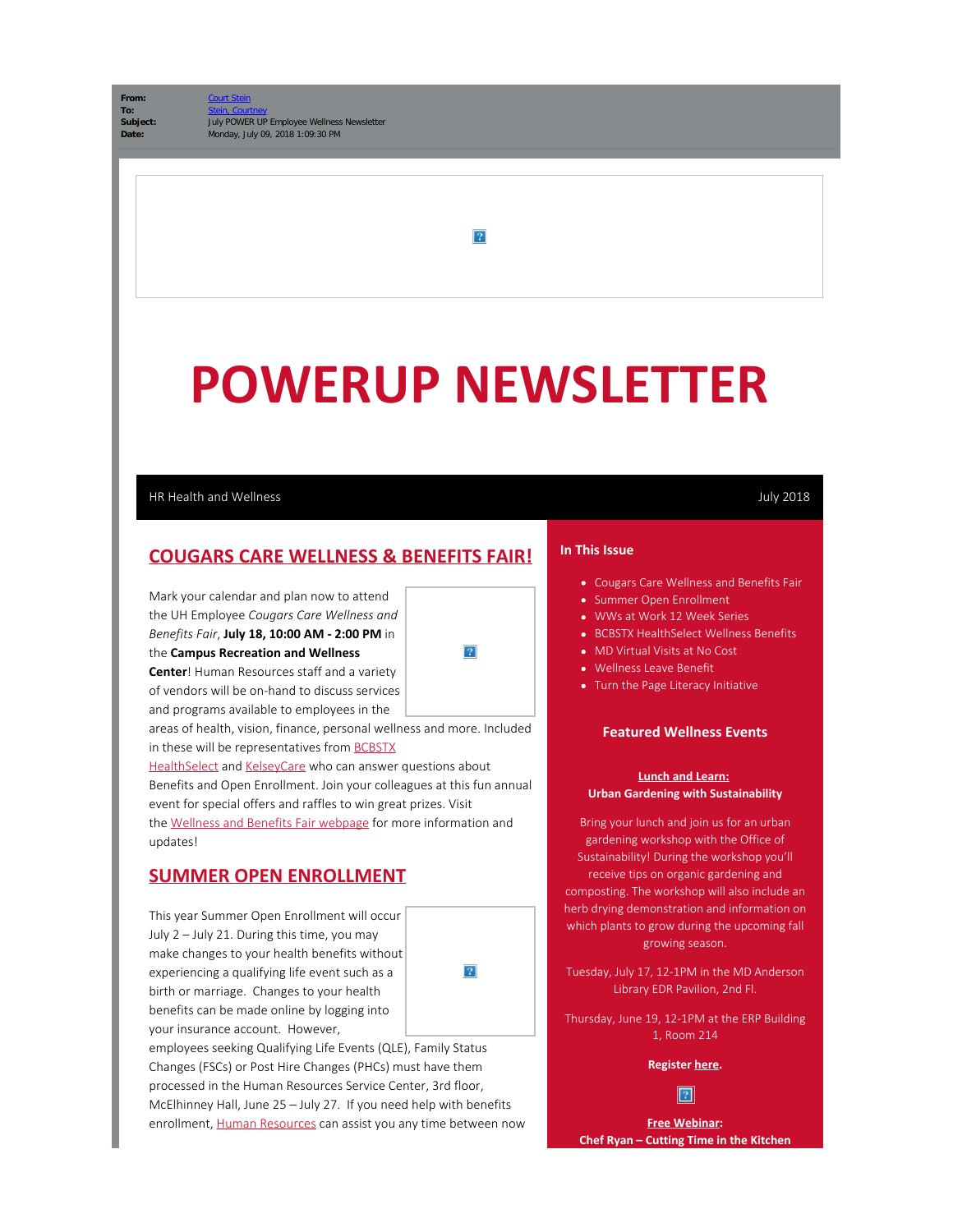| | |
|---|---|
| **From:** | Court Stein |
| **To:** | Stein, Courtney |
| **Subject:** | July POWER UP Employee Wellness Newsletter |
| **Date:** | Monday, July 09, 2018 1:09:30 PM |

# POWERUP NEWSLETTER

HR Health and Wellness — July 2018

## COUGARS CARE WELLNESS & BENEFITS FAIR!

Mark your calendar and plan now to attend the UH Employee *Cougars Care Wellness and Benefits Fair*, **July 18, 10:00 AM - 2:00 PM** in the **Campus Recreation and Wellness Center**! Human Resources staff and a variety of vendors will be on-hand to discuss services and programs available to employees in the areas of health, vision, finance, personal wellness and more. Included in these will be representatives from BCBSTX HealthSelect and KelseyCare who can answer questions about Benefits and Open Enrollment. Join your colleagues at this fun annual event for special offers and raffles to win great prizes. Visit the Wellness and Benefits Fair webpage for more information and updates!

## SUMMER OPEN ENROLLMENT

This year Summer Open Enrollment will occur July 2 – July 21. During this time, you may make changes to your health benefits without experiencing a qualifying life event such as a birth or marriage. Changes to your health benefits can be made online by logging into your insurance account. However, employees seeking Qualifying Life Events (QLE), Family Status Changes (FSCs) or Post Hire Changes (PHCs) must have them processed in the Human Resources Service Center, 3rd floor, McElhinney Hall, June 25 – July 27. If you need help with benefits enrollment, Human Resources can assist you any time between now

### In This Issue

- Cougars Care Wellness and Benefits Fair
- Summer Open Enrollment
- WWs at Work 12 Week Series
- BCBSTX HealthSelect Wellness Benefits
- MD Virtual Visits at No Cost
- Wellness Leave Benefit
- Turn the Page Literacy Initiative

### Featured Wellness Events

**Lunch and Learn:**
**Urban Gardening with Sustainability**

Bring your lunch and join us for an urban gardening workshop with the Office of Sustainability! During the workshop you'll receive tips on organic gardening and composting. The workshop will also include an herb drying demonstration and information on which plants to grow during the upcoming fall growing season.

Tuesday, July 17, 12-1PM in the MD Anderson Library EDR Pavilion, 2nd Fl.

Thursday, June 19, 12-1PM at the ERP Building 1, Room 214

**Register here.**

**Free Webinar:**
**Chef Ryan – Cutting Time in the Kitchen**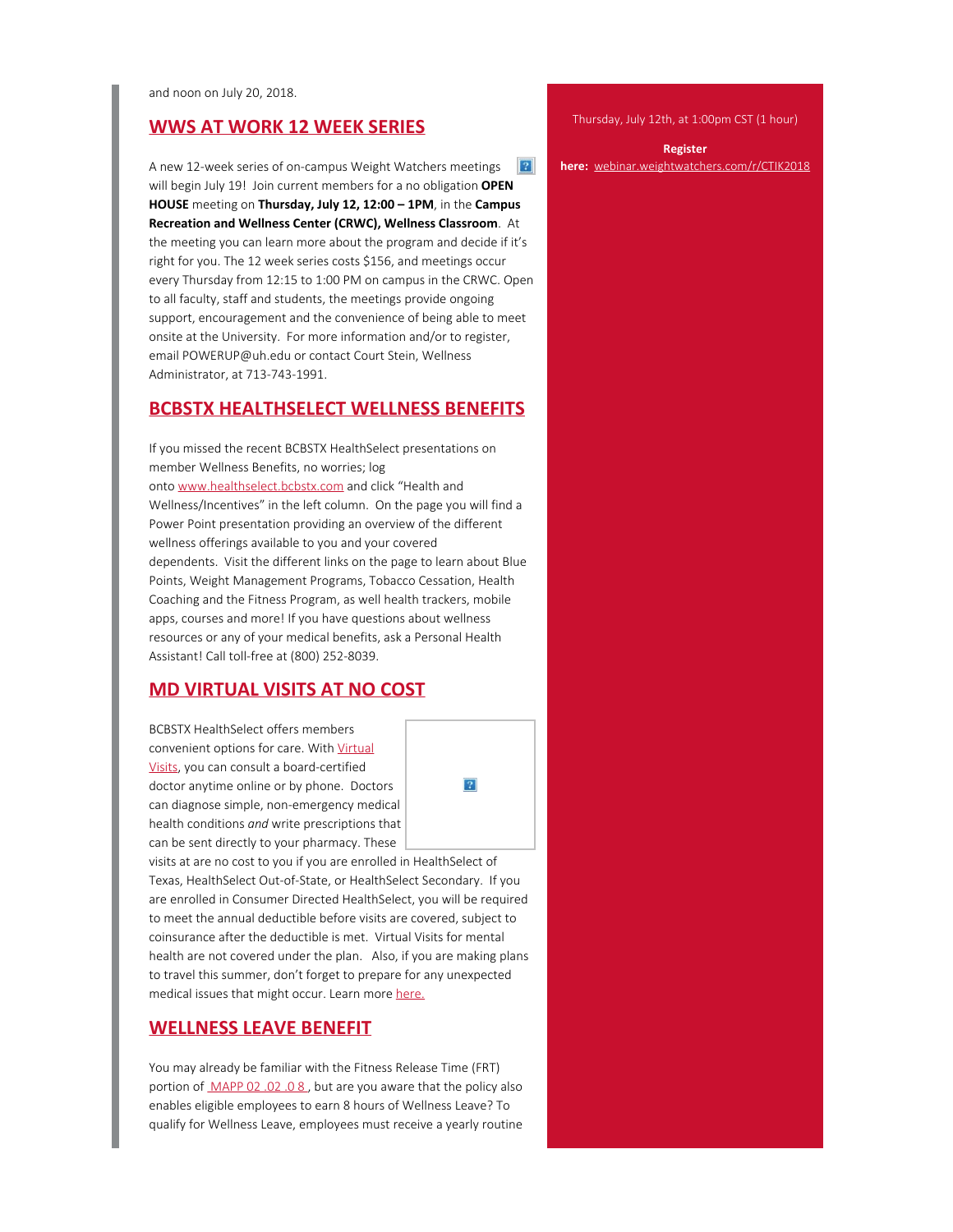and noon on July 20, 2018.

## WWS AT WORK 12 WEEK SERIES

A new 12-week series of on-campus Weight Watchers meetings will begin July 19! Join current members for a no obligation **OPEN HOUSE** meeting on **Thursday, July 12, 12:00 – 1PM**, in the **Campus Recreation and Wellness Center (CRWC), Wellness Classroom**. At the meeting you can learn more about the program and decide if it's right for you. The 12 week series costs $156, and meetings occur every Thursday from 12:15 to 1:00 PM on campus in the CRWC. Open to all faculty, staff and students, the meetings provide ongoing support, encouragement and the convenience of being able to meet onsite at the University. For more information and/or to register, email POWERUP@uh.edu or contact Court Stein, Wellness Administrator, at 713-743-1991.

## BCBSTX HEALTHSELECT WELLNESS BENEFITS

If you missed the recent BCBSTX HealthSelect presentations on member Wellness Benefits, no worries; log onto www.healthselect.bcbstx.com and click "Health and Wellness/Incentives" in the left column. On the page you will find a Power Point presentation providing an overview of the different wellness offerings available to you and your covered dependents. Visit the different links on the page to learn about Blue Points, Weight Management Programs, Tobacco Cessation, Health Coaching and the Fitness Program, as well health trackers, mobile apps, courses and more! If you have questions about wellness resources or any of your medical benefits, ask a Personal Health Assistant! Call toll-free at (800) 252-8039.

## MD VIRTUAL VISITS AT NO COST

BCBSTX HealthSelect offers members convenient options for care. With Virtual Visits, you can consult a board-certified doctor anytime online or by phone. Doctors can diagnose simple, non-emergency medical health conditions *and* write prescriptions that can be sent directly to your pharmacy. These visits at are no cost to you if you are enrolled in HealthSelect of Texas, HealthSelect Out-of-State, or HealthSelect Secondary. If you are enrolled in Consumer Directed HealthSelect, you will be required to meet the annual deductible before visits are covered, subject to coinsurance after the deductible is met. Virtual Visits for mental health are not covered under the plan. Also, if you are making plans to travel this summer, don't forget to prepare for any unexpected medical issues that might occur. Learn more here.

## WELLNESS LEAVE BENEFIT

You may already be familiar with the Fitness Release Time (FRT) portion of MAPP 02 .02 .0 8 , but are you aware that the policy also enables eligible employees to earn 8 hours of Wellness Leave? To qualify for Wellness Leave, employees must receive a yearly routine

Thursday, July 12th, at 1:00pm CST (1 hour)

**Register here:** webinar.weightwatchers.com/r/CTIK2018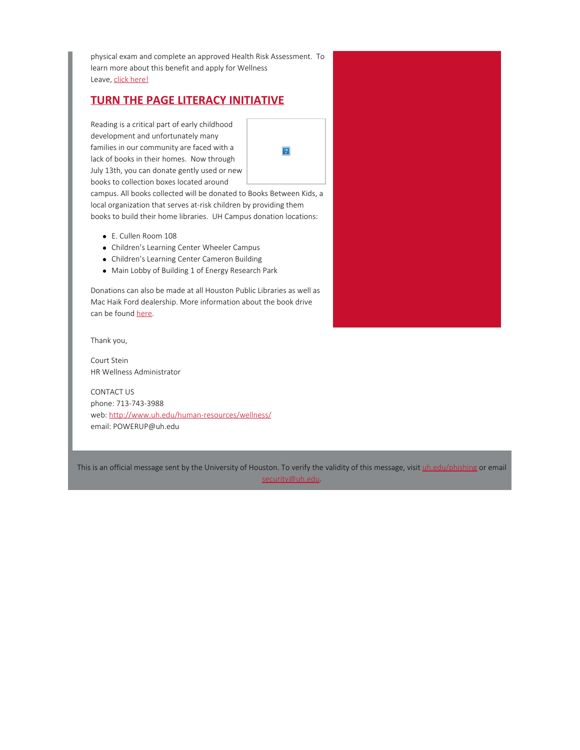physical exam and complete an approved Health Risk Assessment. To learn more about this benefit and apply for Wellness Leave, click here!

## TURN THE PAGE LITERACY INITIATIVE

Reading is a critical part of early childhood development and unfortunately many families in our community are faced with a lack of books in their homes. Now through July 13th, you can donate gently used or new books to collection boxes located around campus. All books collected will be donated to Books Between Kids, a local organization that serves at-risk children by providing them books to build their home libraries. UH Campus donation locations:

- E. Cullen Room 108
- Children's Learning Center Wheeler Campus
- Children's Learning Center Cameron Building
- Main Lobby of Building 1 of Energy Research Park

Donations can also be made at all Houston Public Libraries as well as Mac Haik Ford dealership. More information about the book drive can be found here.

Thank you,

Court Stein
HR Wellness Administrator

CONTACT US
phone: 713-743-3988
web: http://www.uh.edu/human-resources/wellness/
email: POWERUP@uh.edu

This is an official message sent by the University of Houston. To verify the validity of this message, visit uh.edu/phishing or email security@uh.edu.